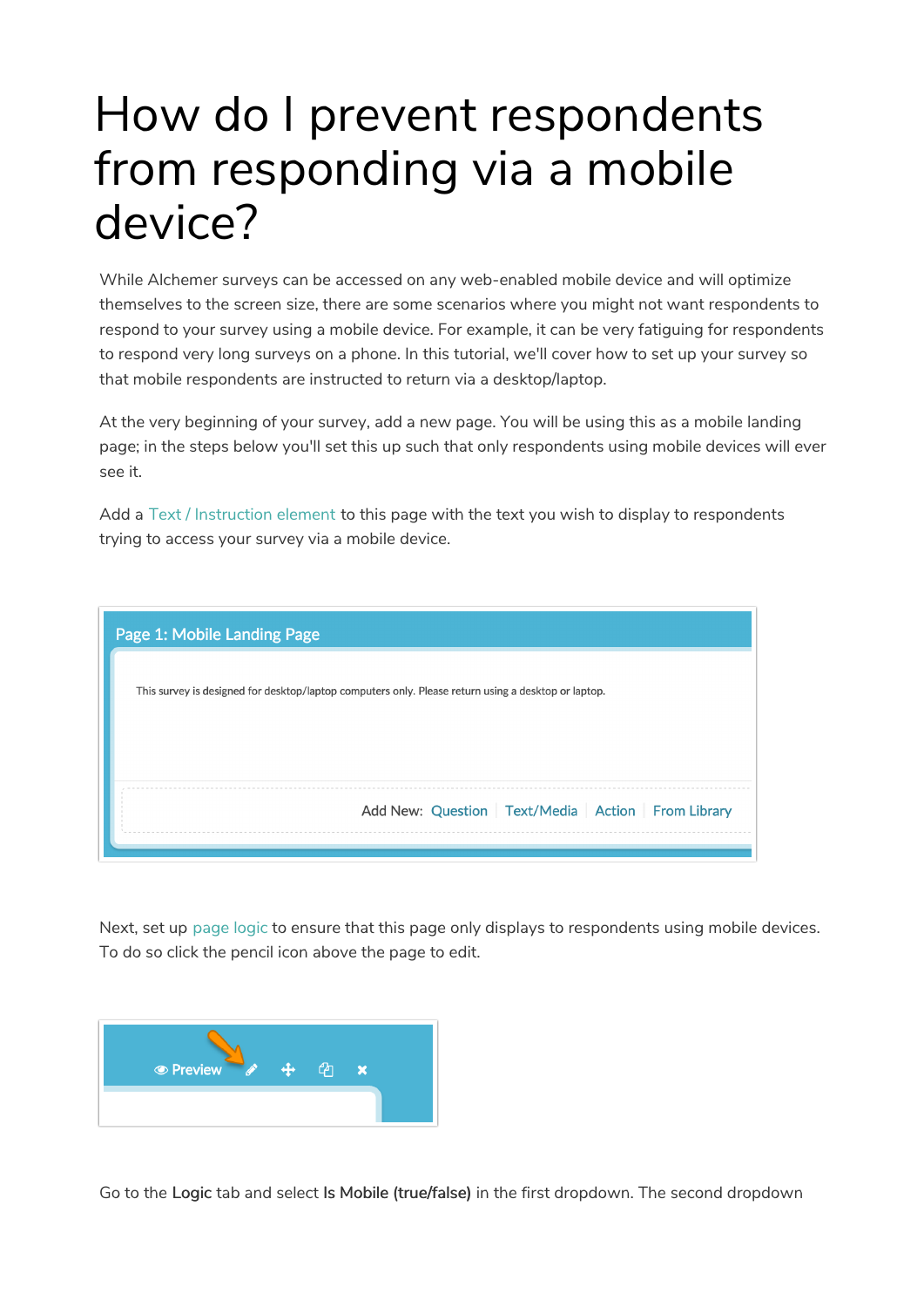# How do I prevent respondents from responding via a mobile device?

While Alchemer surveys can be accessed on any web-enabled mobile device and will optimize themselves to the screen size, there are some scenarios where you might not want respondents to respond to your survey using a mobile device. For example, it can be very fatiguing for respondents to respond very long surveys on a phone. In this tutorial, we'll cover how to set up your survey so that mobile respondents are instructed to return via a desktop/laptop.

At the very beginning of your survey, add a new page. You will be using this as a mobile landing page; in the steps below you'll set this up such that only respondents using mobile devices will ever see it.

Add a Text / Instruction element to this page with the text you wish to display to respondents trying to access your survey via a mobile device.

Next, set up page logic to ensure that this page only displays to respondents using mobile devices. To do so click the pencil icon above the page to edit.

Go to the **Logic** tab and select **Is Mobile (true/false)** in the first dropdown. The second dropdown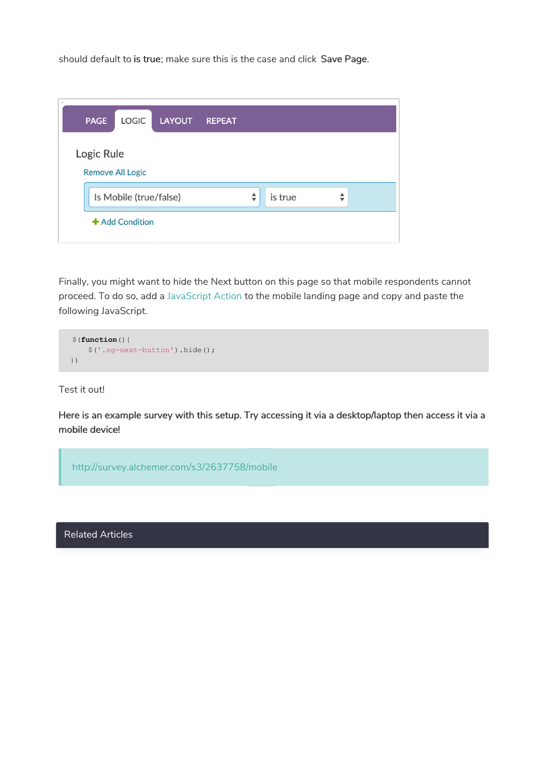should default to **is true**; make sure this is the case and click **Save Page**.

PAGE LOGIC LAYOUT REPEAT

Logic Rule

Remove All Logic

Is Mobile (true/false) | is true

+ Add Condition

Finally, you might want to hide the Next button on this page so that mobile respondents cannot proceed. To do so, add a JavaScript Action to the mobile landing page and copy and paste the following JavaScript.

```
$(function(){
    $('.sg-next-button').hide();
})
```

Test it out!

**Here is an example survey with this setup. Try accessing it via a desktop/laptop then access it via a mobile device!**

> http://survey.alchemer.com/s3/2637758/mobile

## Related Articles